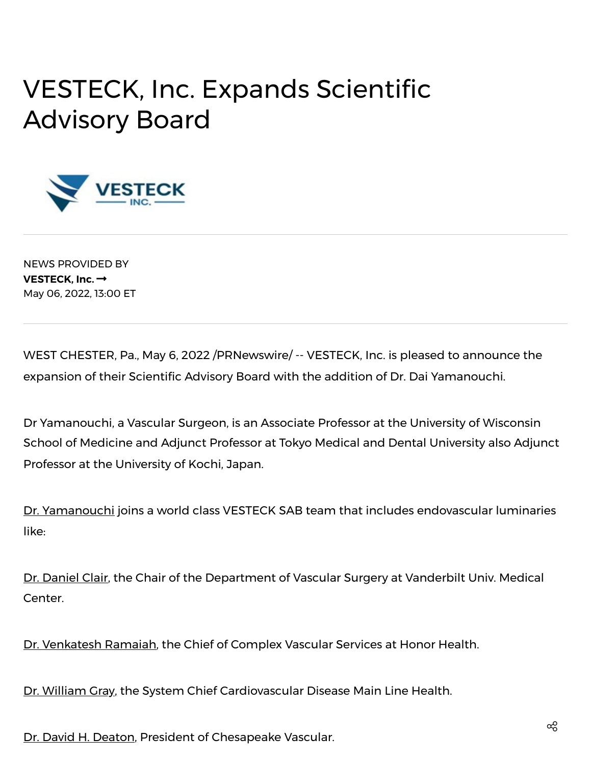# VESTECK, Inc. Expands Scientific Advisory Board

NEWS PROVIDED BY
**VESTECK, Inc.** →
May 06, 2022, 13:00 ET

WEST CHESTER, Pa., May 6, 2022 /PRNewswire/ -- VESTECK, Inc. is pleased to announce the expansion of their Scientific Advisory Board with the addition of Dr. Dai Yamanouchi.

Dr Yamanouchi, a Vascular Surgeon, is an Associate Professor at the University of Wisconsin School of Medicine and Adjunct Professor at Tokyo Medical and Dental University also Adjunct Professor at the University of Kochi, Japan.

Dr. Yamanouchi joins a world class VESTECK SAB team that includes endovascular luminaries like:

Dr. Daniel Clair, the Chair of the Department of Vascular Surgery at Vanderbilt Univ. Medical Center.

Dr. Venkatesh Ramaiah, the Chief of Complex Vascular Services at Honor Health.

Dr. William Gray, the System Chief Cardiovascular Disease Main Line Health.

Dr. David H. Deaton, President of Chesapeake Vascular.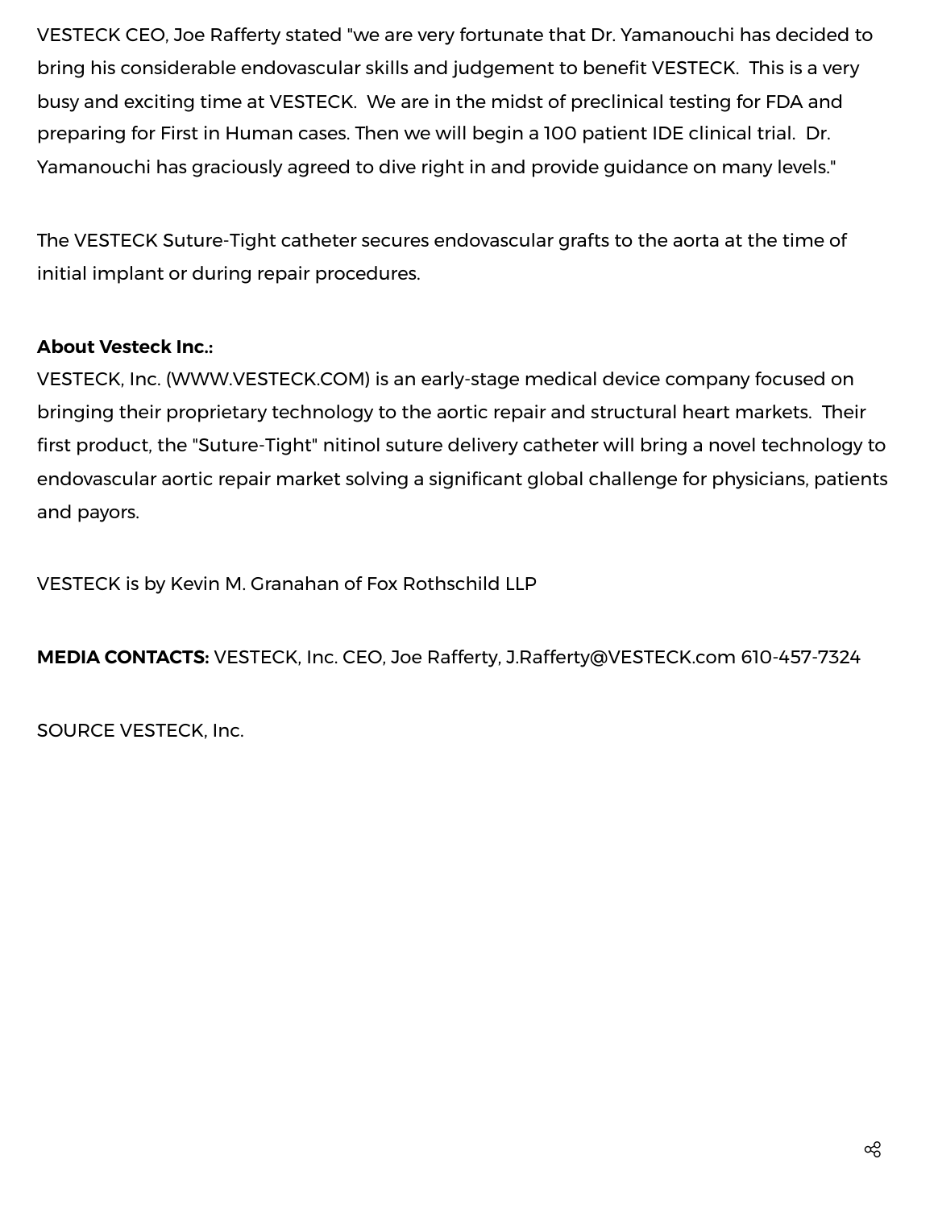VESTECK CEO, Joe Rafferty stated "we are very fortunate that Dr. Yamanouchi has decided to bring his considerable endovascular skills and judgement to benefit VESTECK.  This is a very busy and exciting time at VESTECK.  We are in the midst of preclinical testing for FDA and preparing for First in Human cases. Then we will begin a 100 patient IDE clinical trial.  Dr. Yamanouchi has graciously agreed to dive right in and provide guidance on many levels."

The VESTECK Suture-Tight catheter secures endovascular grafts to the aorta at the time of initial implant or during repair procedures.

**About Vesteck Inc.:**
VESTECK, Inc. (WWW.VESTECK.COM) is an early-stage medical device company focused on bringing their proprietary technology to the aortic repair and structural heart markets.  Their first product, the "Suture-Tight" nitinol suture delivery catheter will bring a novel technology to endovascular aortic repair market solving a significant global challenge for physicians, patients and payors.

VESTECK is by Kevin M. Granahan of Fox Rothschild LLP

**MEDIA CONTACTS:** VESTECK, Inc. CEO, Joe Rafferty, J.Rafferty@VESTECK.com 610-457-7324

SOURCE VESTECK, Inc.